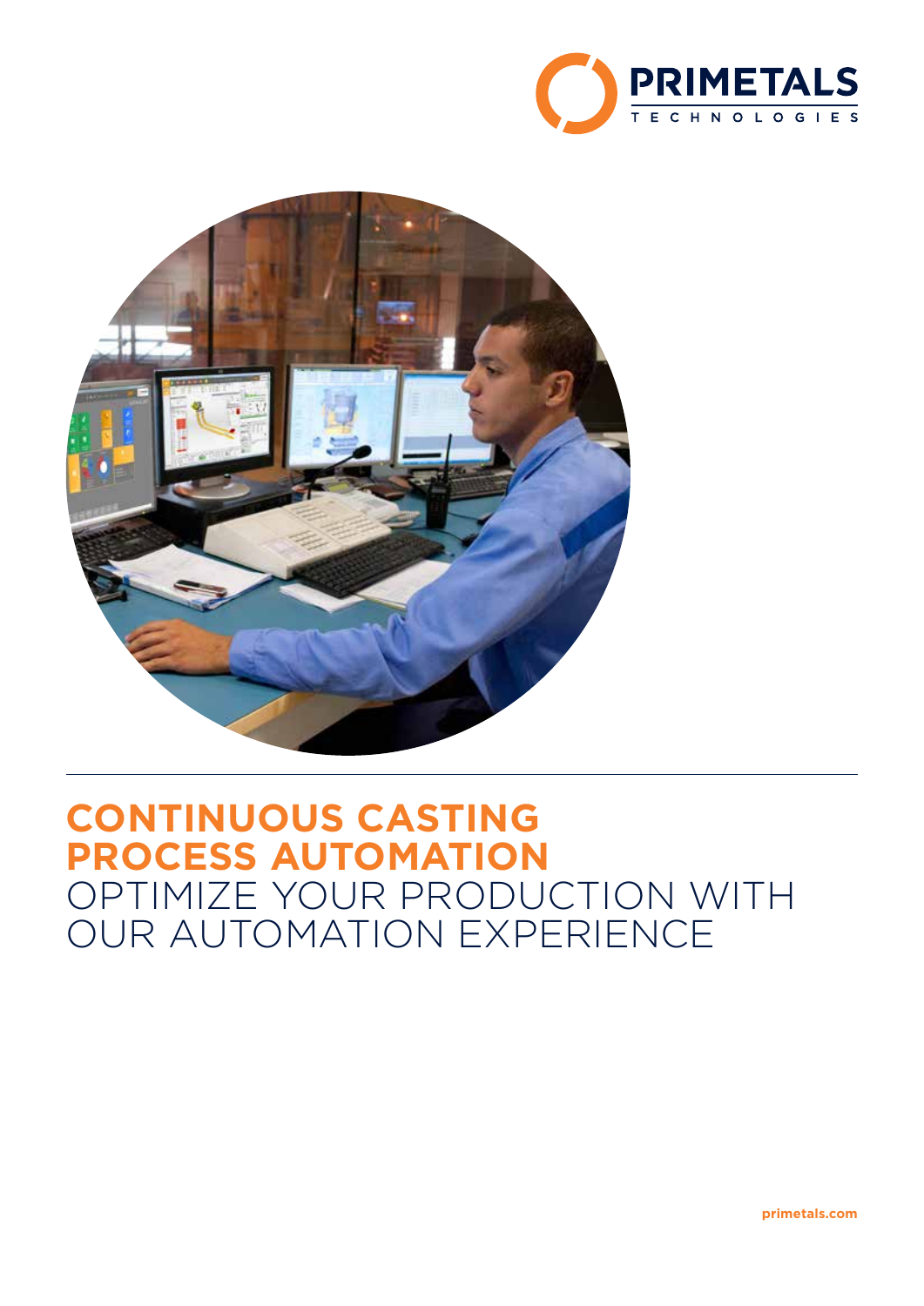PRIMETALS TECHNOLOGIES

# CONTINUOUS CASTING PROCESS AUTOMATION

OPTIMIZE YOUR PRODUCTION WITH OUR AUTOMATION EXPERIENCE

primetals.com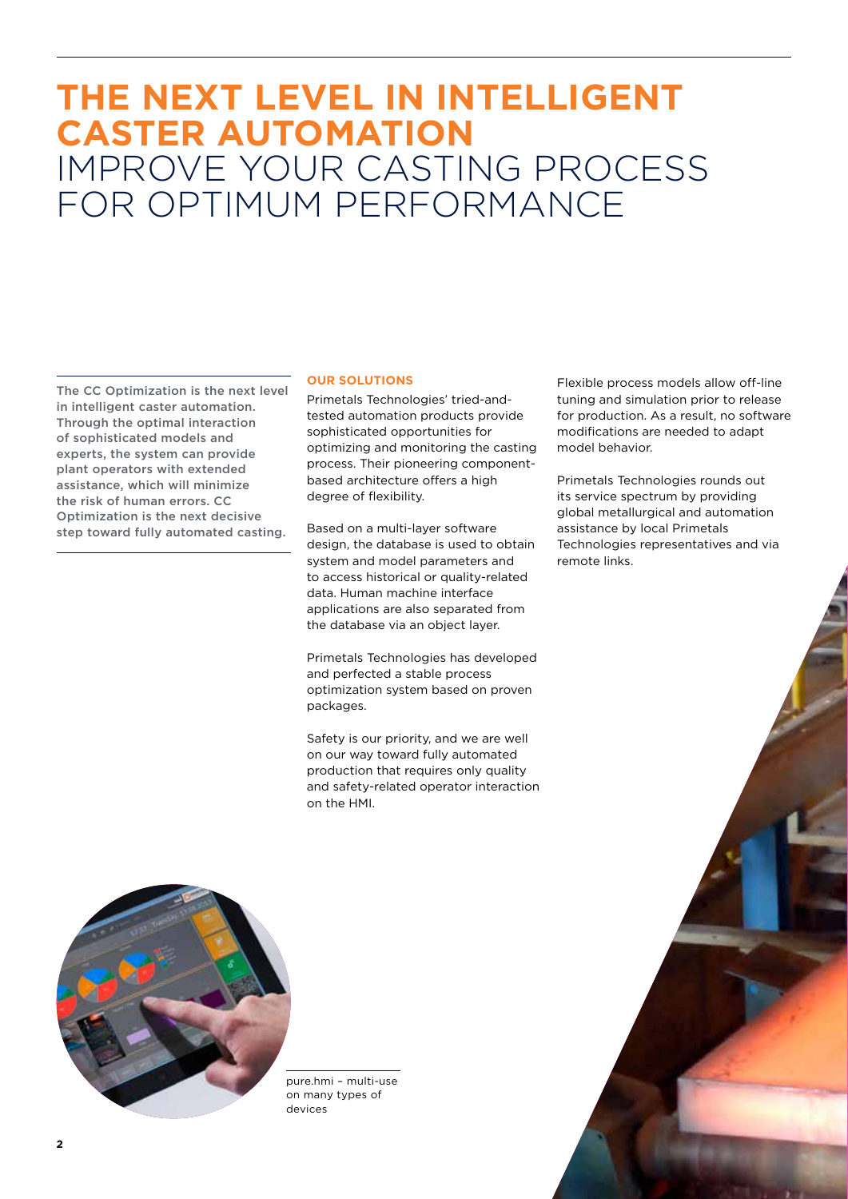# THE NEXT LEVEL IN INTELLIGENT CASTER AUTOMATION
## IMPROVE YOUR CASTING PROCESS FOR OPTIMUM PERFORMANCE

**The CC Optimization is the next level in intelligent caster automation. Through the optimal interaction of sophisticated models and experts, the system can provide plant operators with extended assistance, which will minimize the risk of human errors. CC Optimization is the next decisive step toward fully automated casting.**

### OUR SOLUTIONS

Primetals Technologies' tried-and-tested automation products provide sophisticated opportunities for optimizing and monitoring the casting process. Their pioneering component-based architecture offers a high degree of flexibility.

Based on a multi-layer software design, the database is used to obtain system and model parameters and to access historical or quality-related data. Human machine interface applications are also separated from the database via an object layer.

Primetals Technologies has developed and perfected a stable process optimization system based on proven packages.

Safety is our priority, and we are well on our way toward fully automated production that requires only quality and safety-related operator interaction on the HMI.

Flexible process models allow off-line tuning and simulation prior to release for production. As a result, no software modifications are needed to adapt model behavior.

Primetals Technologies rounds out its service spectrum by providing global metallurgical and automation assistance by local Primetals Technologies representatives and via remote links.

pure.hmi – multi-use on many types of devices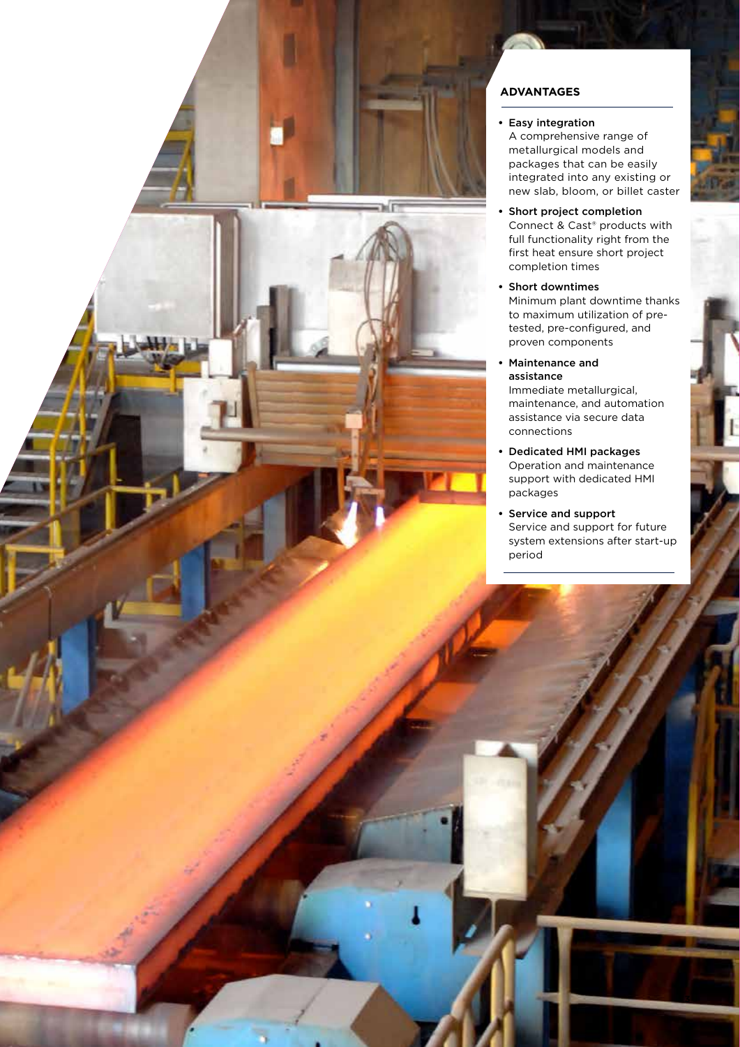## ADVANTAGES

- **Easy integration**
  A comprehensive range of metallurgical models and packages that can be easily integrated into any existing or new slab, bloom, or billet caster
- **Short project completion**
  Connect & Cast® products with full functionality right from the first heat ensure short project completion times
- **Short downtimes**
  Minimum plant downtime thanks to maximum utilization of pre-tested, pre-configured, and proven components
- **Maintenance and assistance**
  Immediate metallurgical, maintenance, and automation assistance via secure data connections
- **Dedicated HMI packages**
  Operation and maintenance support with dedicated HMI packages
- **Service and support**
  Service and support for future system extensions after start-up period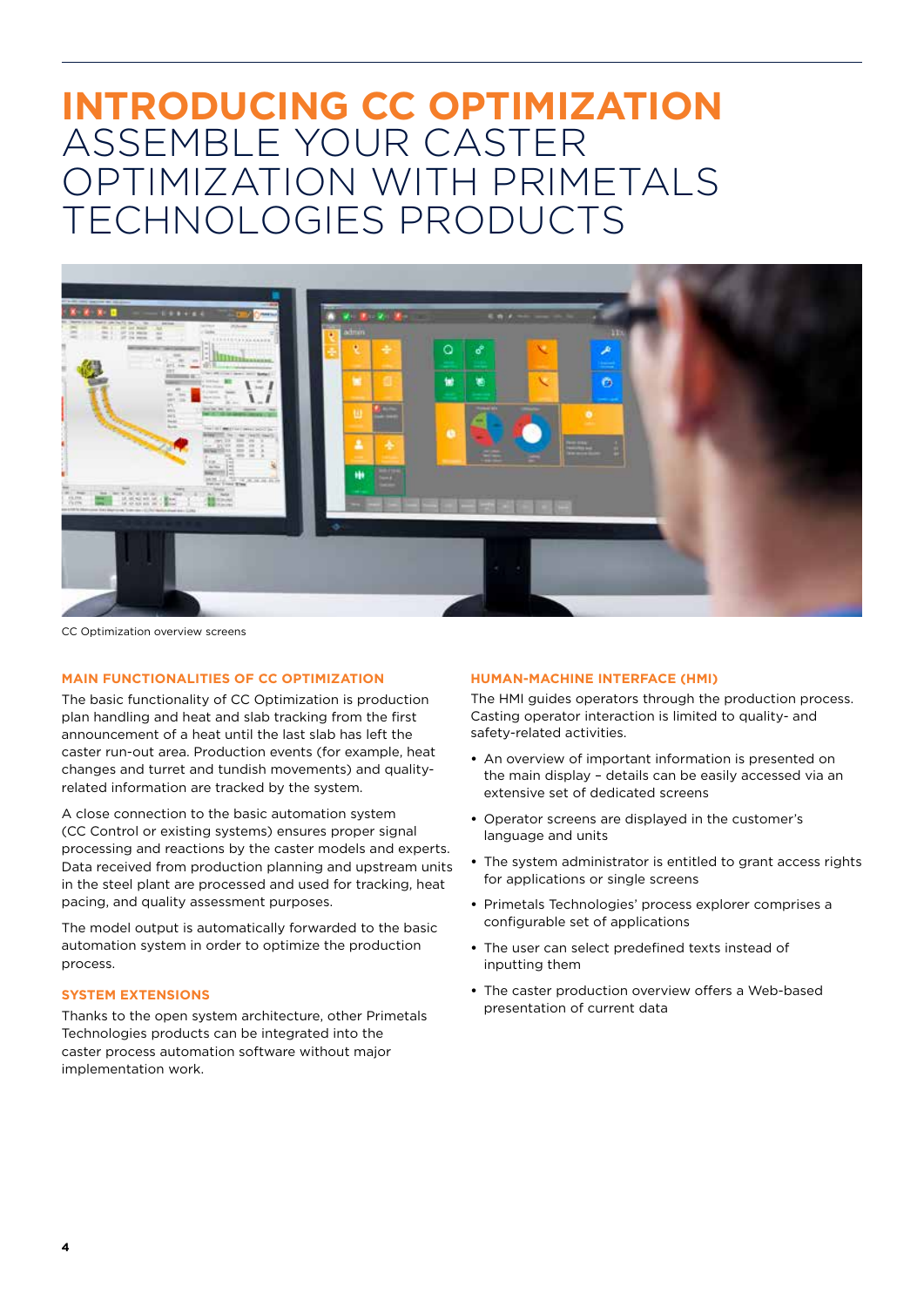# INTRODUCING CC OPTIMIZATION ASSEMBLE YOUR CASTER OPTIMIZATION WITH PRIMETALS TECHNOLOGIES PRODUCTS

CC Optimization overview screens

### MAIN FUNCTIONALITIES OF CC OPTIMIZATION

The basic functionality of CC Optimization is production plan handling and heat and slab tracking from the first announcement of a heat until the last slab has left the caster run-out area. Production events (for example, heat changes and turret and tundish movements) and quality-related information are tracked by the system.

A close connection to the basic automation system (CC Control or existing systems) ensures proper signal processing and reactions by the caster models and experts. Data received from production planning and upstream units in the steel plant are processed and used for tracking, heat pacing, and quality assessment purposes.

The model output is automatically forwarded to the basic automation system in order to optimize the production process.

### SYSTEM EXTENSIONS

Thanks to the open system architecture, other Primetals Technologies products can be integrated into the caster process automation software without major implementation work.

### HUMAN-MACHINE INTERFACE (HMI)

The HMI guides operators through the production process. Casting operator interaction is limited to quality- and safety-related activities.

- An overview of important information is presented on the main display – details can be easily accessed via an extensive set of dedicated screens
- Operator screens are displayed in the customer's language and units
- The system administrator is entitled to grant access rights for applications or single screens
- Primetals Technologies' process explorer comprises a configurable set of applications
- The user can select predefined texts instead of inputting them
- The caster production overview offers a Web-based presentation of current data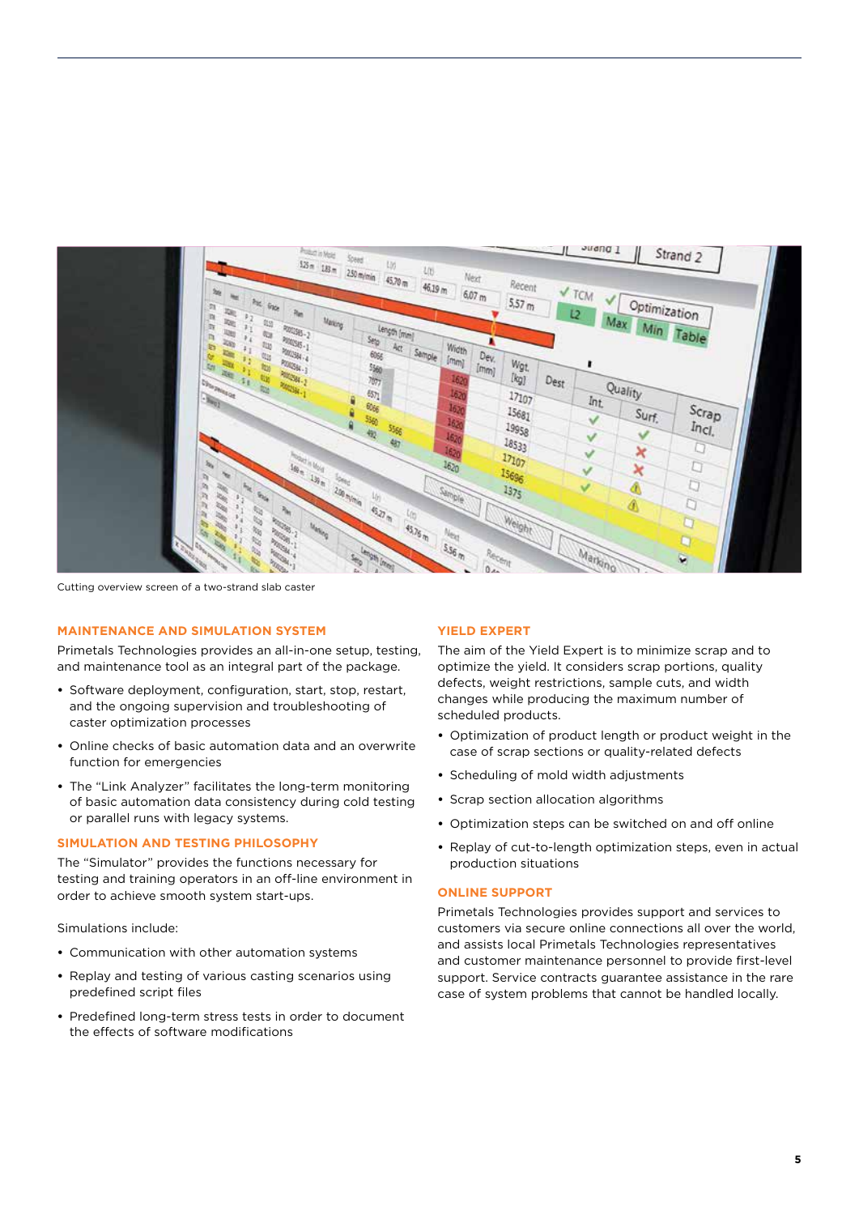Cutting overview screen of a two-strand slab caster

## MAINTENANCE AND SIMULATION SYSTEM

Primetals Technologies provides an all-in-one setup, testing, and maintenance tool as an integral part of the package.

- Software deployment, configuration, start, stop, restart, and the ongoing supervision and troubleshooting of caster optimization processes
- Online checks of basic automation data and an overwrite function for emergencies
- The "Link Analyzer" facilitates the long-term monitoring of basic automation data consistency during cold testing or parallel runs with legacy systems.

## SIMULATION AND TESTING PHILOSOPHY

The "Simulator" provides the functions necessary for testing and training operators in an off-line environment in order to achieve smooth system start-ups.

Simulations include:

- Communication with other automation systems
- Replay and testing of various casting scenarios using predefined script files
- Predefined long-term stress tests in order to document the effects of software modifications

## YIELD EXPERT

The aim of the Yield Expert is to minimize scrap and to optimize the yield. It considers scrap portions, quality defects, weight restrictions, sample cuts, and width changes while producing the maximum number of scheduled products.

- Optimization of product length or product weight in the case of scrap sections or quality-related defects
- Scheduling of mold width adjustments
- Scrap section allocation algorithms
- Optimization steps can be switched on and off online
- Replay of cut-to-length optimization steps, even in actual production situations

## ONLINE SUPPORT

Primetals Technologies provides support and services to customers via secure online connections all over the world, and assists local Primetals Technologies representatives and customer maintenance personnel to provide first-level support. Service contracts guarantee assistance in the rare case of system problems that cannot be handled locally.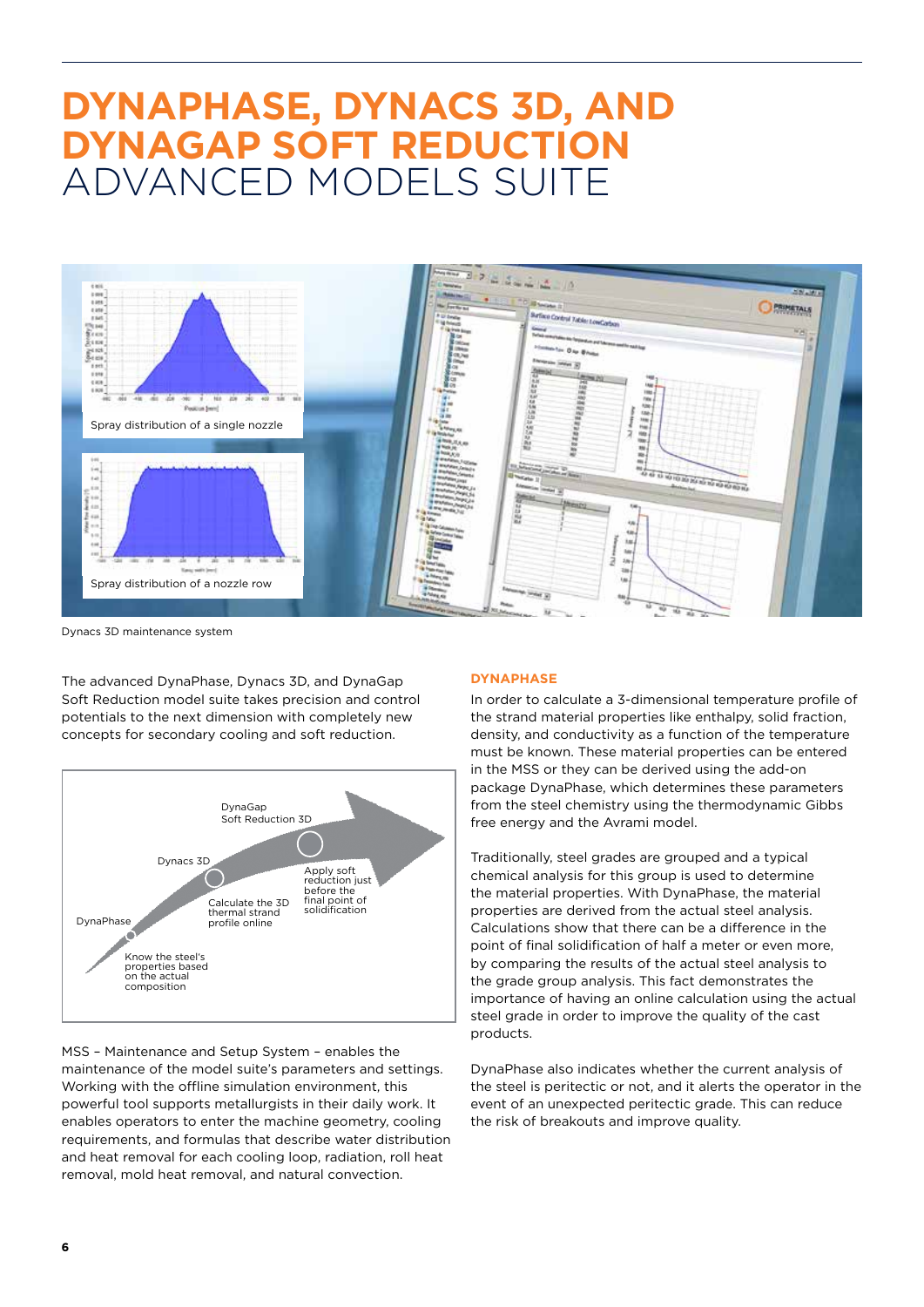// Page 6 – DynaPhase, Dynacs 3D, and DynaGap Soft Reduction

# DYNAPHASE, DYNACS 3D, AND DYNAGAP SOFT REDUCTION ADVANCED MODELS SUITE

Spray distribution of a single nozzle

Spray distribution of a nozzle row

Dynacs 3D maintenance system

The advanced DynaPhase, Dynacs 3D, and DynaGap Soft Reduction model suite takes precision and control potentials to the next dimension with completely new concepts for secondary cooling and soft reduction.

DynaGap Soft Reduction 3D

Dynacs 3D

DynaPhase

Apply soft reduction just before the final point of solidification

Calculate the 3D thermal strand profile online

Know the steel's properties based on the actual composition

MSS – Maintenance and Setup System – enables the maintenance of the model suite's parameters and settings. Working with the offline simulation environment, this powerful tool supports metallurgists in their daily work. It enables operators to enter the machine geometry, cooling requirements, and formulas that describe water distribution and heat removal for each cooling loop, radiation, roll heat removal, mold heat removal, and natural convection.

### DYNAPHASE

In order to calculate a 3-dimensional temperature profile of the strand material properties like enthalpy, solid fraction, density, and conductivity as a function of the temperature must be known. These material properties can be entered in the MSS or they can be derived using the add-on package DynaPhase, which determines these parameters from the steel chemistry using the thermodynamic Gibbs free energy and the Avrami model.

Traditionally, steel grades are grouped and a typical chemical analysis for this group is used to determine the material properties. With DynaPhase, the material properties are derived from the actual steel analysis. Calculations show that there can be a difference in the point of final solidification of half a meter or even more, by comparing the results of the actual steel analysis to the grade group analysis. This fact demonstrates the importance of having an online calculation using the actual steel grade in order to improve the quality of the cast products.

DynaPhase also indicates whether the current analysis of the steel is peritectic or not, and it alerts the operator in the event of an unexpected peritectic grade. This can reduce the risk of breakouts and improve quality.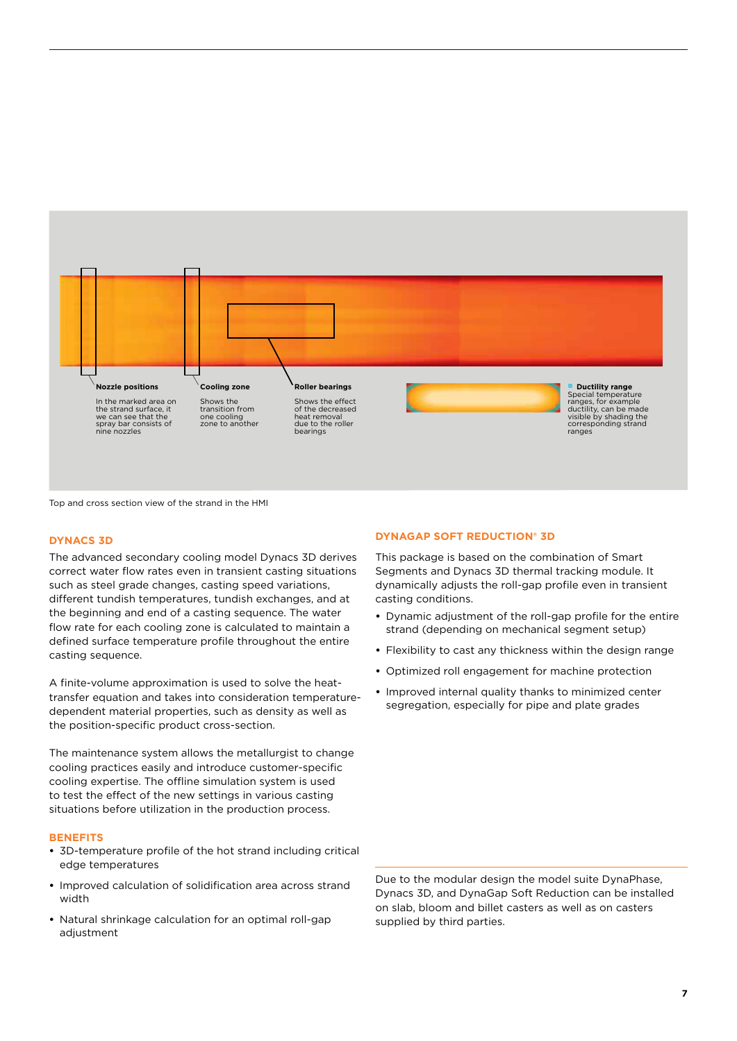Nozzle positions

In the marked area on the strand surface, it we can see that the spray bar consists of nine nozzles

Cooling zone

Shows the transition from one cooling zone to another

Roller bearings

Shows the effect of the decreased heat removal due to the roller bearings

Ductility range

Special temperature ranges, for example ductility, can be made visible by shading the corresponding strand ranges

Top and cross section view of the strand in the HMI

## DYNACS 3D

The advanced secondary cooling model Dynacs 3D derives correct water flow rates even in transient casting situations such as steel grade changes, casting speed variations, different tundish temperatures, tundish exchanges, and at the beginning and end of a casting sequence. The water flow rate for each cooling zone is calculated to maintain a defined surface temperature profile throughout the entire casting sequence.

A finite-volume approximation is used to solve the heat-transfer equation and takes into consideration temperature-dependent material properties, such as density as well as the position-specific product cross-section.

The maintenance system allows the metallurgist to change cooling practices easily and introduce customer-specific cooling expertise. The offline simulation system is used to test the effect of the new settings in various casting situations before utilization in the production process.

## BENEFITS

- 3D-temperature profile of the hot strand including critical edge temperatures
- Improved calculation of solidification area across strand width
- Natural shrinkage calculation for an optimal roll-gap adjustment

## DYNAGAP SOFT REDUCTION® 3D

This package is based on the combination of Smart Segments and Dynacs 3D thermal tracking module. It dynamically adjusts the roll-gap profile even in transient casting conditions.

- Dynamic adjustment of the roll-gap profile for the entire strand (depending on mechanical segment setup)
- Flexibility to cast any thickness within the design range
- Optimized roll engagement for machine protection
- Improved internal quality thanks to minimized center segregation, especially for pipe and plate grades

Due to the modular design the model suite DynaPhase, Dynacs 3D, and DynaGap Soft Reduction can be installed on slab, bloom and billet casters as well as on casters supplied by third parties.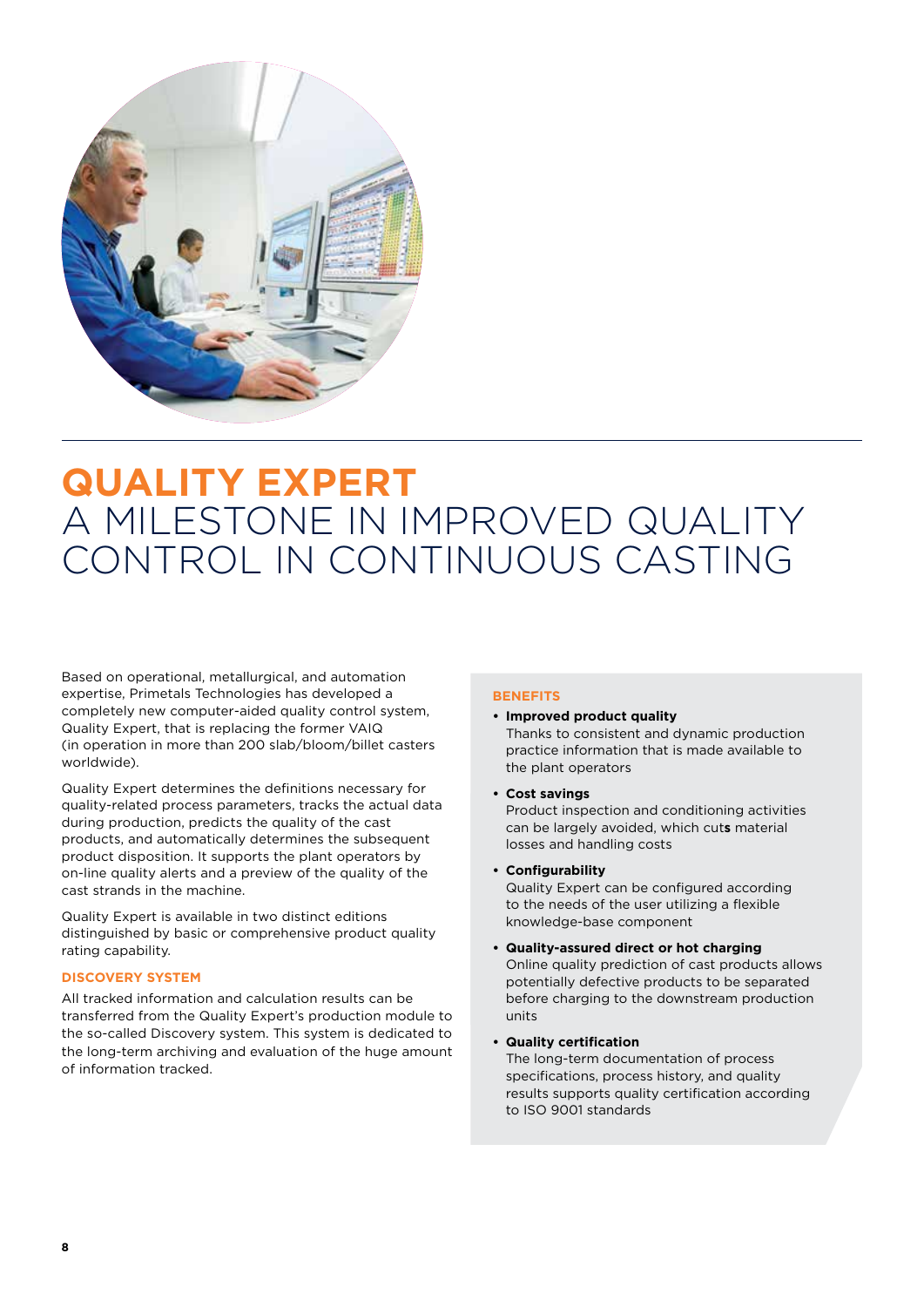# QUALITY EXPERT
## A MILESTONE IN IMPROVED QUALITY CONTROL IN CONTINUOUS CASTING

Based on operational, metallurgical, and automation expertise, Primetals Technologies has developed a completely new computer-aided quality control system, Quality Expert, that is replacing the former VAIQ (in operation in more than 200 slab/bloom/billet casters worldwide).

Quality Expert determines the definitions necessary for quality-related process parameters, tracks the actual data during production, predicts the quality of the cast products, and automatically determines the subsequent product disposition. It supports the plant operators by on-line quality alerts and a preview of the quality of the cast strands in the machine.

Quality Expert is available in two distinct editions distinguished by basic or comprehensive product quality rating capability.

### DISCOVERY SYSTEM

All tracked information and calculation results can be transferred from the Quality Expert's production module to the so-called Discovery system. This system is dedicated to the long-term archiving and evaluation of the huge amount of information tracked.

### BENEFITS

- **Improved product quality**
  Thanks to consistent and dynamic production practice information that is made available to the plant operators
- **Cost savings**
  Product inspection and conditioning activities can be largely avoided, which cut**s** material losses and handling costs
- **Configurability**
  Quality Expert can be configured according to the needs of the user utilizing a flexible knowledge-base component
- **Quality-assured direct or hot charging**
  Online quality prediction of cast products allows potentially defective products to be separated before charging to the downstream production units
- **Quality certification**
  The long-term documentation of process specifications, process history, and quality results supports quality certification according to ISO 9001 standards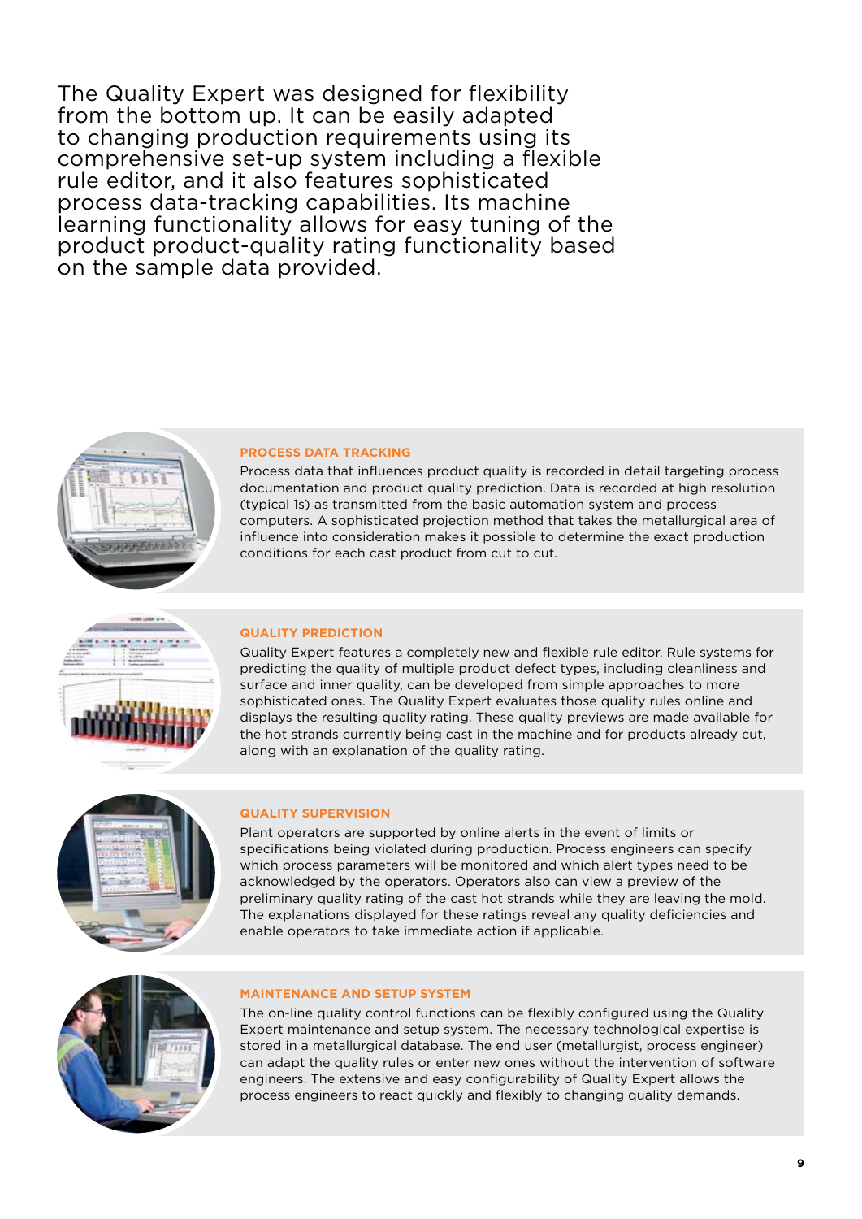The Quality Expert was designed for flexibility from the bottom up. It can be easily adapted to changing production requirements using its comprehensive set-up system including a flexible rule editor, and it also features sophisticated process data-tracking capabilities. Its machine learning functionality allows for easy tuning of the product product-quality rating functionality based on the sample data provided.

### PROCESS DATA TRACKING

Process data that influences product quality is recorded in detail targeting process documentation and product quality prediction. Data is recorded at high resolution (typical 1s) as transmitted from the basic automation system and process computers. A sophisticated projection method that takes the metallurgical area of influence into consideration makes it possible to determine the exact production conditions for each cast product from cut to cut.

### QUALITY PREDICTION

Quality Expert features a completely new and flexible rule editor. Rule systems for predicting the quality of multiple product defect types, including cleanliness and surface and inner quality, can be developed from simple approaches to more sophisticated ones. The Quality Expert evaluates those quality rules online and displays the resulting quality rating. These quality previews are made available for the hot strands currently being cast in the machine and for products already cut, along with an explanation of the quality rating.

### QUALITY SUPERVISION

Plant operators are supported by online alerts in the event of limits or specifications being violated during production. Process engineers can specify which process parameters will be monitored and which alert types need to be acknowledged by the operators. Operators also can view a preview of the preliminary quality rating of the cast hot strands while they are leaving the mold. The explanations displayed for these ratings reveal any quality deficiencies and enable operators to take immediate action if applicable.

### MAINTENANCE AND SETUP SYSTEM

The on-line quality control functions can be flexibly configured using the Quality Expert maintenance and setup system. The necessary technological expertise is stored in a metallurgical database. The end user (metallurgist, process engineer) can adapt the quality rules or enter new ones without the intervention of software engineers. The extensive and easy configurability of Quality Expert allows the process engineers to react quickly and flexibly to changing quality demands.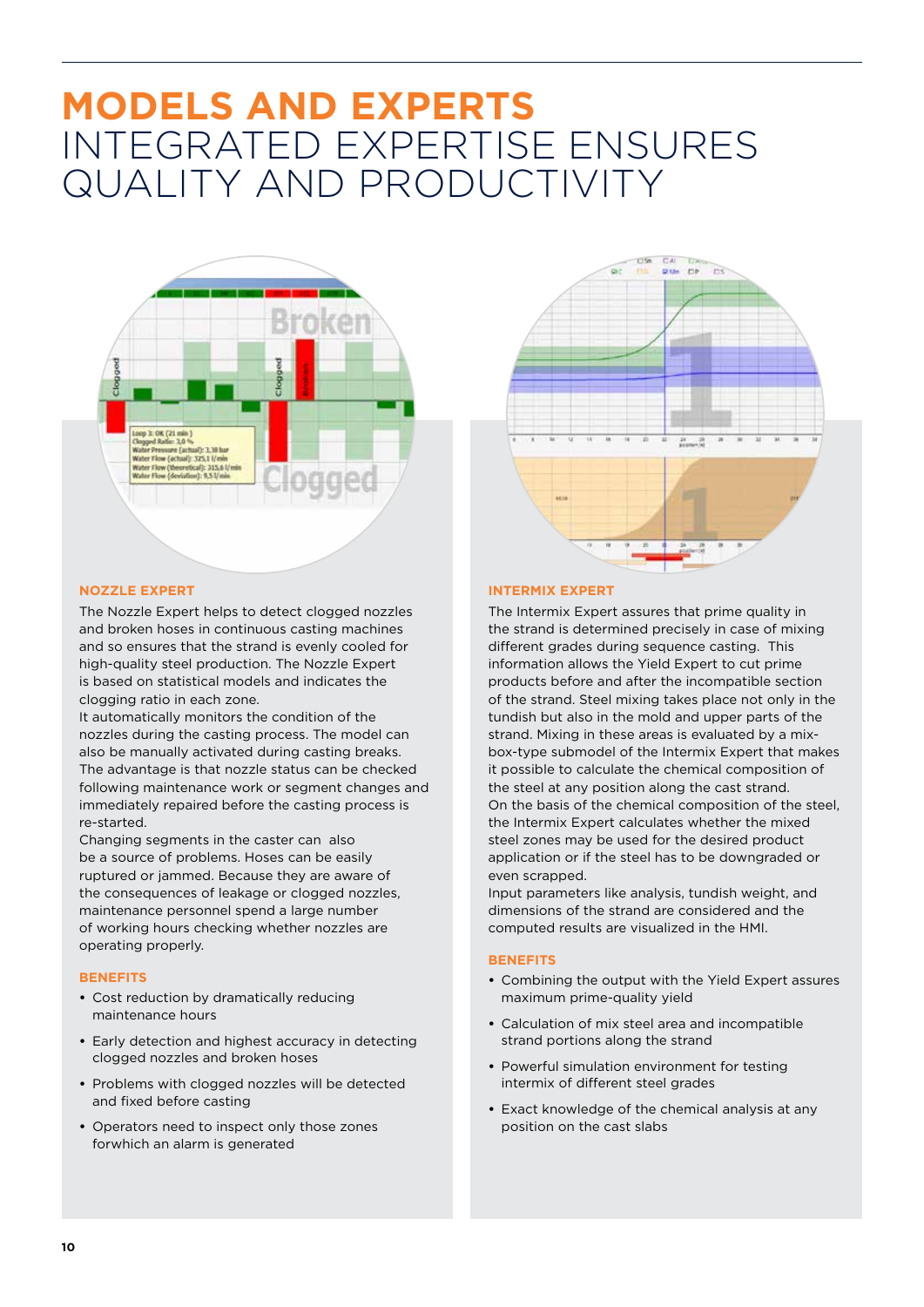# MODELS AND EXPERTS
## INTEGRATED EXPERTISE ENSURES QUALITY AND PRODUCTIVITY

### NOZZLE EXPERT

The Nozzle Expert helps to detect clogged nozzles and broken hoses in continuous casting machines and so ensures that the strand is evenly cooled for high-quality steel production. The Nozzle Expert is based on statistical models and indicates the clogging ratio in each zone.
It automatically monitors the condition of the nozzles during the casting process. The model can also be manually activated during casting breaks. The advantage is that nozzle status can be checked following maintenance work or segment changes and immediately repaired before the casting process is re-started.
Changing segments in the caster can also be a source of problems. Hoses can be easily ruptured or jammed. Because they are aware of the consequences of leakage or clogged nozzles, maintenance personnel spend a large number of working hours checking whether nozzles are operating properly.

#### BENEFITS

- Cost reduction by dramatically reducing maintenance hours
- Early detection and highest accuracy in detecting clogged nozzles and broken hoses
- Problems with clogged nozzles will be detected and fixed before casting
- Operators need to inspect only those zones forwhich an alarm is generated

### INTERMIX EXPERT

The Intermix Expert assures that prime quality in the strand is determined precisely in case of mixing different grades during sequence casting. This information allows the Yield Expert to cut prime products before and after the incompatible section of the strand. Steel mixing takes place not only in the tundish but also in the mold and upper parts of the strand. Mixing in these areas is evaluated by a mix-box-type submodel of the Intermix Expert that makes it possible to calculate the chemical composition of the steel at any position along the cast strand.
On the basis of the chemical composition of the steel, the Intermix Expert calculates whether the mixed steel zones may be used for the desired product application or if the steel has to be downgraded or even scrapped.
Input parameters like analysis, tundish weight, and dimensions of the strand are considered and the computed results are visualized in the HMI.

#### BENEFITS

- Combining the output with the Yield Expert assures maximum prime-quality yield
- Calculation of mix steel area and incompatible strand portions along the strand
- Powerful simulation environment for testing intermix of different steel grades
- Exact knowledge of the chemical analysis at any position on the cast slabs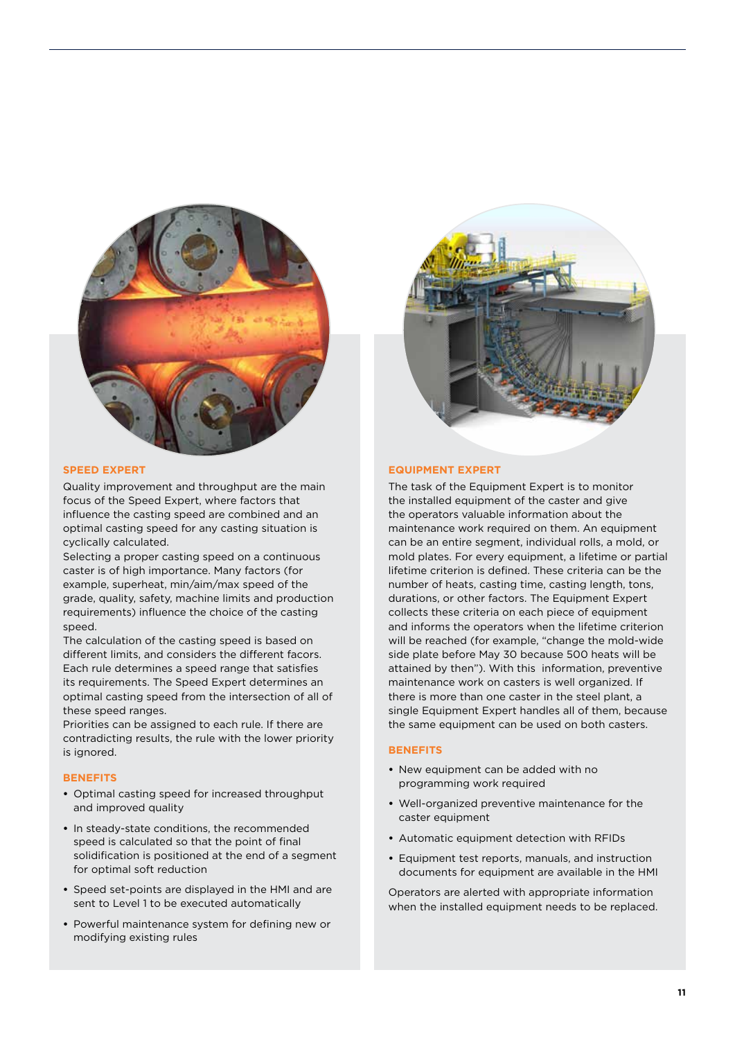## SPEED EXPERT

Quality improvement and throughput are the main focus of the Speed Expert, where factors that influence the casting speed are combined and an optimal casting speed for any casting situation is cyclically calculated.

Selecting a proper casting speed on a continuous caster is of high importance. Many factors (for example, superheat, min/aim/max speed of the grade, quality, safety, machine limits and production requirements) influence the choice of the casting speed.

The calculation of the casting speed is based on different limits, and considers the different facors. Each rule determines a speed range that satisfies its requirements. The Speed Expert determines an optimal casting speed from the intersection of all of these speed ranges.

Priorities can be assigned to each rule. If there are contradicting results, the rule with the lower priority is ignored.

### BENEFITS

- Optimal casting speed for increased throughput and improved quality
- In steady-state conditions, the recommended speed is calculated so that the point of final solidification is positioned at the end of a segment for optimal soft reduction
- Speed set-points are displayed in the HMI and are sent to Level 1 to be executed automatically
- Powerful maintenance system for defining new or modifying existing rules

## EQUIPMENT EXPERT

The task of the Equipment Expert is to monitor the installed equipment of the caster and give the operators valuable information about the maintenance work required on them. An equipment can be an entire segment, individual rolls, a mold, or mold plates. For every equipment, a lifetime or partial lifetime criterion is defined. These criteria can be the number of heats, casting time, casting length, tons, durations, or other factors. The Equipment Expert collects these criteria on each piece of equipment and informs the operators when the lifetime criterion will be reached (for example, "change the mold-wide side plate before May 30 because 500 heats will be attained by then"). With this information, preventive maintenance work on casters is well organized. If there is more than one caster in the steel plant, a single Equipment Expert handles all of them, because the same equipment can be used on both casters.

### BENEFITS

- New equipment can be added with no programming work required
- Well-organized preventive maintenance for the caster equipment
- Automatic equipment detection with RFIDs
- Equipment test reports, manuals, and instruction documents for equipment are available in the HMI

Operators are alerted with appropriate information when the installed equipment needs to be replaced.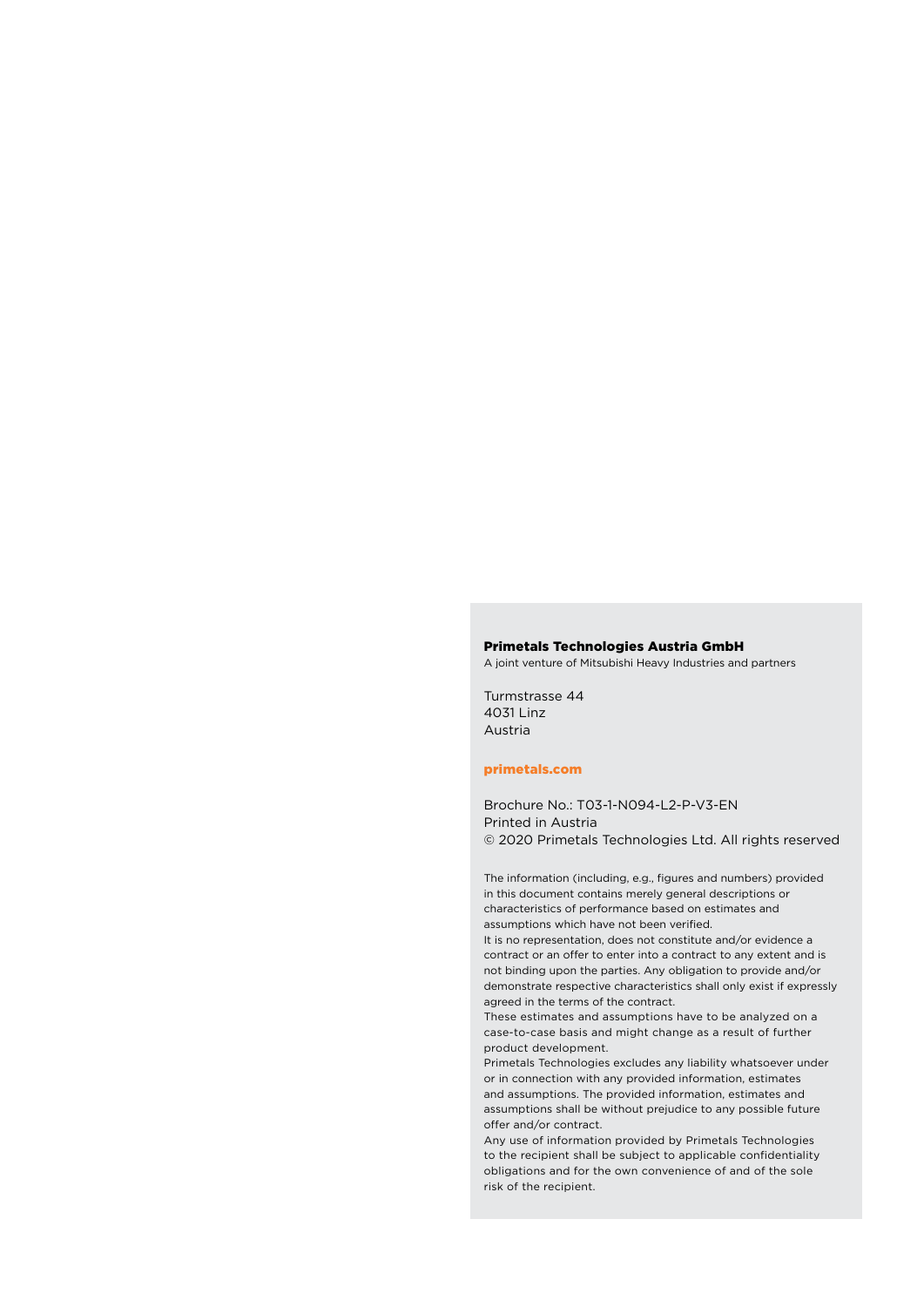**Primetals Technologies Austria GmbH**
A joint venture of Mitsubishi Heavy Industries and partners

Turmstrasse 44
4031 Linz
Austria

**primetals.com**

Brochure No.: T03-1-N094-L2-P-V3-EN
Printed in Austria
© 2020 Primetals Technologies Ltd. All rights reserved

The information (including, e.g., figures and numbers) provided in this document contains merely general descriptions or characteristics of performance based on estimates and assumptions which have not been verified.
It is no representation, does not constitute and/or evidence a contract or an offer to enter into a contract to any extent and is not binding upon the parties. Any obligation to provide and/or demonstrate respective characteristics shall only exist if expressly agreed in the terms of the contract.
These estimates and assumptions have to be analyzed on a case-to-case basis and might change as a result of further product development.
Primetals Technologies excludes any liability whatsoever under or in connection with any provided information, estimates and assumptions. The provided information, estimates and assumptions shall be without prejudice to any possible future offer and/or contract.
Any use of information provided by Primetals Technologies to the recipient shall be subject to applicable confidentiality obligations and for the own convenience of and of the sole risk of the recipient.